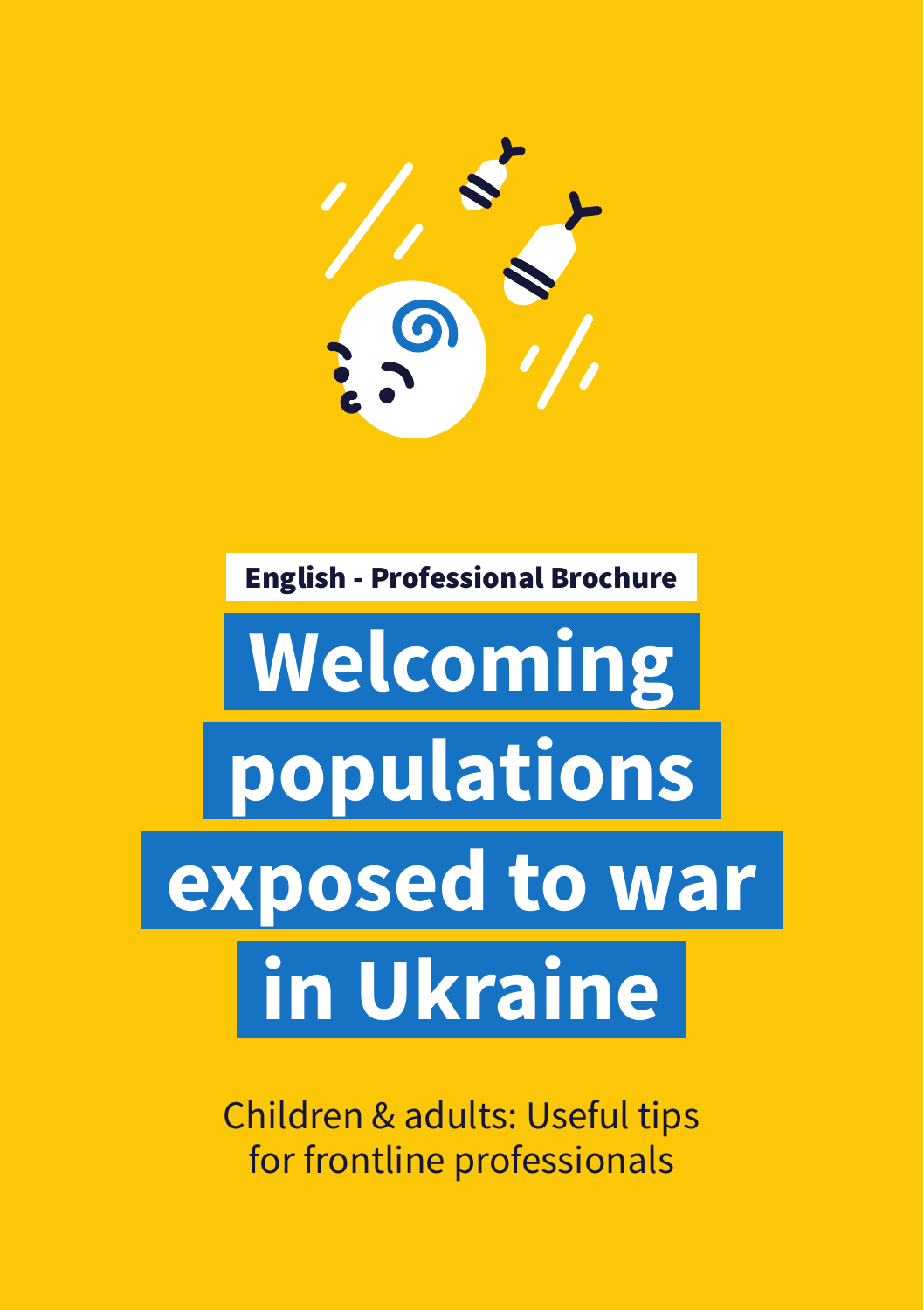English - Professional Brochure

# Welcoming populations exposed to war in Ukraine

Children & adults: Useful tips for frontline professionals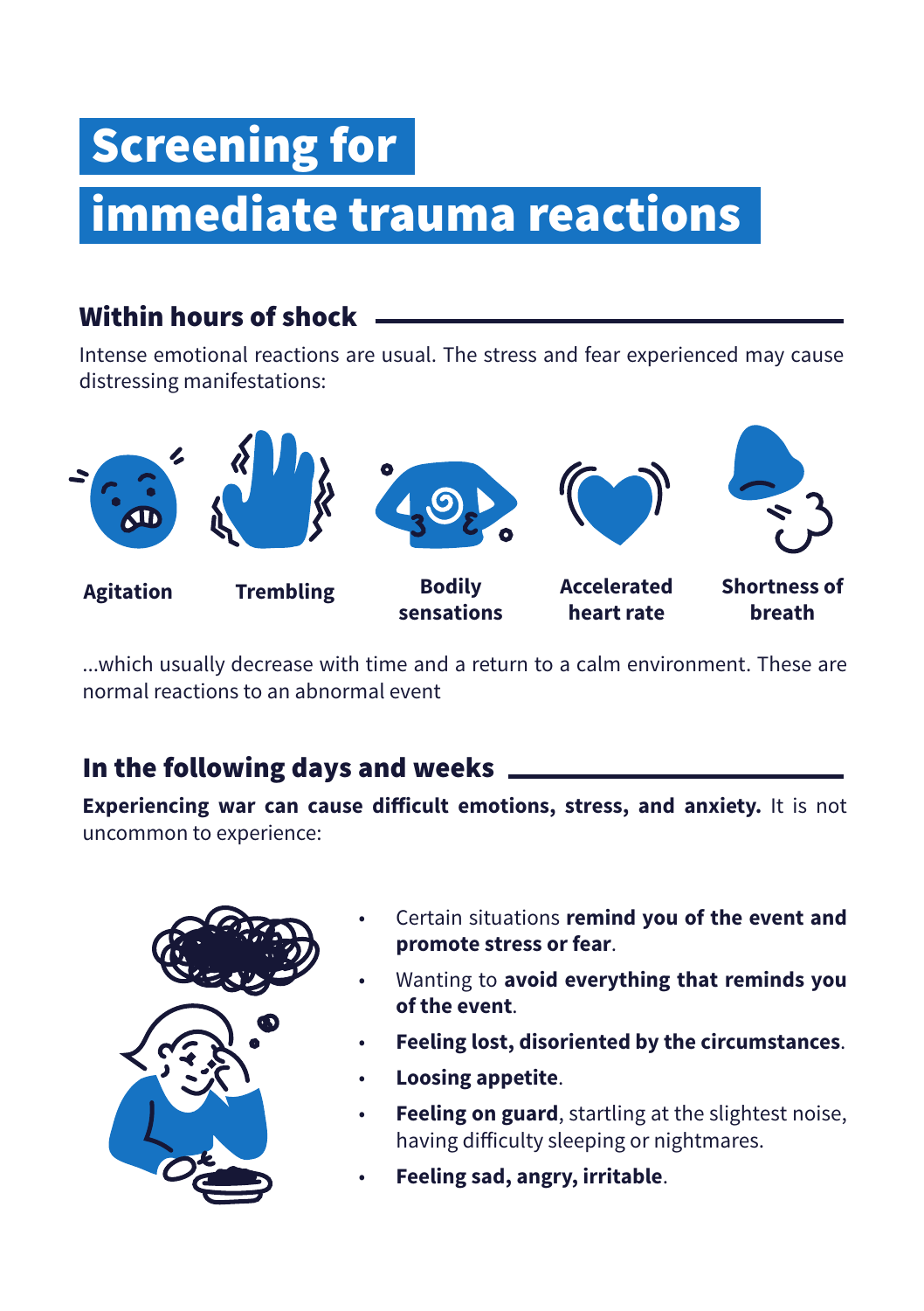# Screening for immediate trauma reactions

## Within hours of shock

Intense emotional reactions are usual. The stress and fear experienced may cause distressing manifestations:

**Agitation**

**Trembling**

**Bodily sensations**

**Accelerated heart rate**

**Shortness of breath**

...which usually decrease with time and a return to a calm environment. These are normal reactions to an abnormal event

## In the following days and weeks

**Experiencing war can cause difficult emotions, stress, and anxiety.** It is not uncommon to experience:

- Certain situations **remind you of the event and promote stress or fear**.
- Wanting to **avoid everything that reminds you of the event**.
- **Feeling lost, disoriented by the circumstances**.
- **Loosing appetite**.
- **Feeling on guard**, startling at the slightest noise, having difficulty sleeping or nightmares.
- **Feeling sad, angry, irritable**.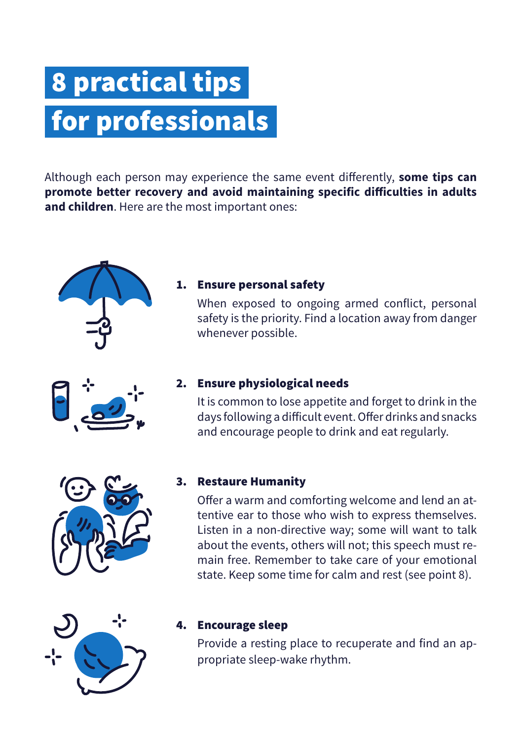# 8 practical tips for professionals

Although each person may experience the same event differently, **some tips can promote better recovery and avoid maintaining specific difficulties in adults and children**. Here are the most important ones:

1. **Ensure personal safety**

   When exposed to ongoing armed conflict, personal safety is the priority. Find a location away from danger whenever possible.

2. **Ensure physiological needs**

   It is common to lose appetite and forget to drink in the days following a difficult event. Offer drinks and snacks and encourage people to drink and eat regularly.

3. **Restaure Humanity**

   Offer a warm and comforting welcome and lend an attentive ear to those who wish to express themselves. Listen in a non-directive way; some will want to talk about the events, others will not; this speech must remain free. Remember to take care of your emotional state. Keep some time for calm and rest (see point 8).

4. **Encourage sleep**

   Provide a resting place to recuperate and find an appropriate sleep-wake rhythm.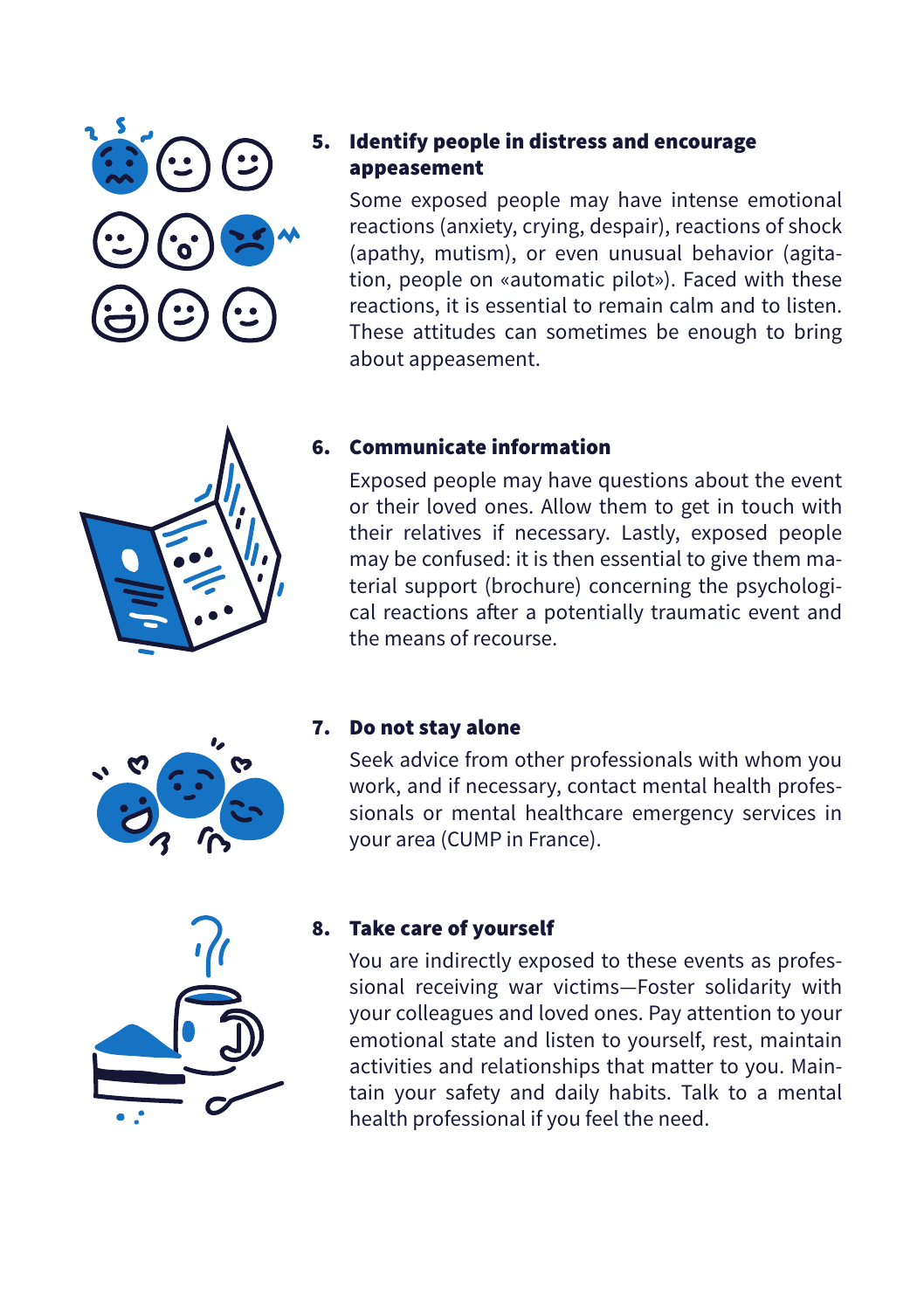### 5. Identify people in distress and encourage appeasement

Some exposed people may have intense emotional reactions (anxiety, crying, despair), reactions of shock (apathy, mutism), or even unusual behavior (agitation, people on «automatic pilot»). Faced with these reactions, it is essential to remain calm and to listen. These attitudes can sometimes be enough to bring about appeasement.

### 6. Communicate information

Exposed people may have questions about the event or their loved ones. Allow them to get in touch with their relatives if necessary. Lastly, exposed people may be confused: it is then essential to give them material support (brochure) concerning the psychological reactions after a potentially traumatic event and the means of recourse.

### 7. Do not stay alone

Seek advice from other professionals with whom you work, and if necessary, contact mental health professionals or mental healthcare emergency services in your area (CUMP in France).

### 8. Take care of yourself

You are indirectly exposed to these events as professional receiving war victims—Foster solidarity with your colleagues and loved ones. Pay attention to your emotional state and listen to yourself, rest, maintain activities and relationships that matter to you. Maintain your safety and daily habits. Talk to a mental health professional if you feel the need.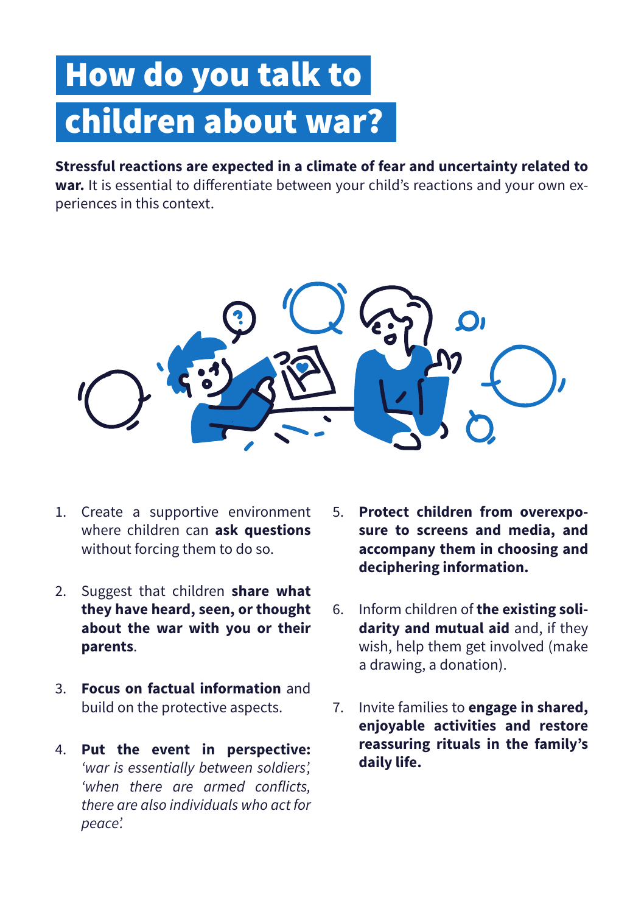# How do you talk to children about war?

**Stressful reactions are expected in a climate of fear and uncertainty related to war.** It is essential to differentiate between your child's reactions and your own experiences in this context.

1. Create a supportive environment where children can **ask questions** without forcing them to do so.

2. Suggest that children **share what they have heard, seen, or thought about the war with you or their parents**.

3. **Focus on factual information** and build on the protective aspects.

4. **Put the event in perspective:** *'war is essentially between soldiers', 'when there are armed conflicts, there are also individuals who act for peace'.*

5. **Protect children from overexposure to screens and media, and accompany them in choosing and deciphering information.**

6. Inform children of **the existing solidarity and mutual aid** and, if they wish, help them get involved (make a drawing, a donation).

7. Invite families to **engage in shared, enjoyable activities and restore reassuring rituals in the family's daily life.**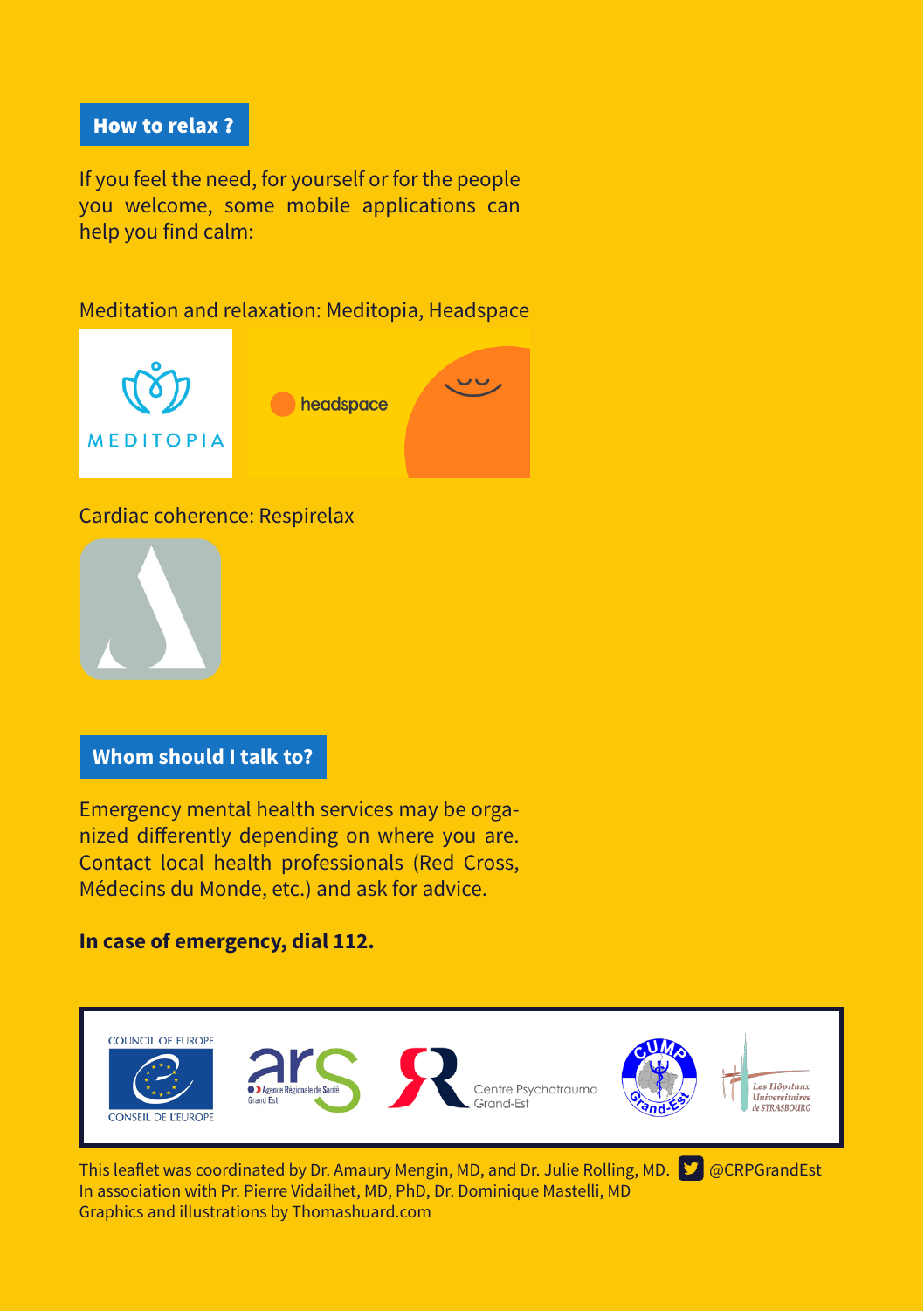## How to relax ?

If you feel the need, for yourself or for the people you welcome, some mobile applications can help you find calm:

Meditation and relaxation: Meditopia, Headspace

Cardiac coherence: Respirelax

## Whom should I talk to?

Emergency mental health services may be organized differently depending on where you are. Contact local health professionals (Red Cross, Médecins du Monde, etc.) and ask for advice.

**In case of emergency, dial 112.**

This leaflet was coordinated by Dr. Amaury Mengin, MD, and Dr. Julie Rolling, MD. @CRPGrandEst
In association with Pr. Pierre Vidailhet, MD, PhD, Dr. Dominique Mastelli, MD
Graphics and illustrations by Thomashuard.com